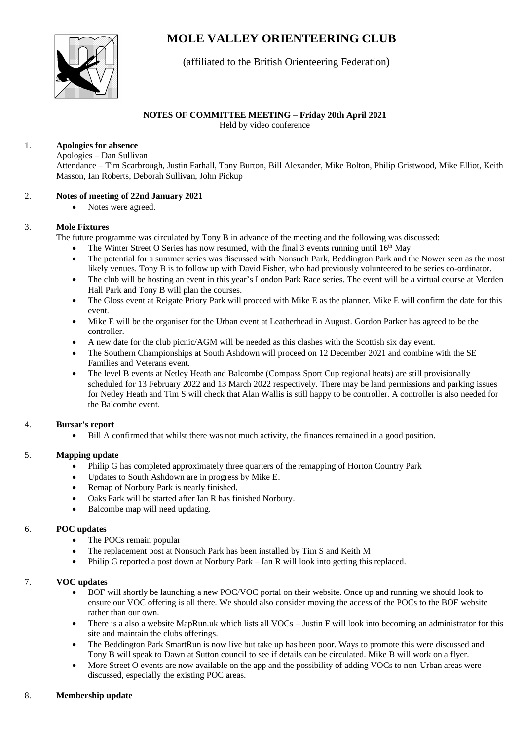# MOLE VALLEY ORIENTEERING CLUB

(affiliated to the British Orienteering Federation)

**NOTES OF COMMITTEE MEETING – Friday 20th April 2021**
Held by video conference

1. **Apologies for absence**

   Apologies – Dan Sullivan

   Attendance – Tim Scarbrough, Justin Farhall, Tony Burton, Bill Alexander, Mike Bolton, Philip Gristwood, Mike Elliot, Keith Masson, Ian Roberts, Deborah Sullivan, John Pickup

2. **Notes of meeting of 22nd January 2021**
   - Notes were agreed.

3. **Mole Fixtures**

   The future programme was circulated by Tony B in advance of the meeting and the following was discussed:
   - The Winter Street O Series has now resumed, with the final 3 events running until 16th May
   - The potential for a summer series was discussed with Nonsuch Park, Beddington Park and the Nower seen as the most likely venues. Tony B is to follow up with David Fisher, who had previously volunteered to be series co-ordinator.
   - The club will be hosting an event in this year's London Park Race series. The event will be a virtual course at Morden Hall Park and Tony B will plan the courses.
   - The Gloss event at Reigate Priory Park will proceed with Mike E as the planner. Mike E will confirm the date for this event.
   - Mike E will be the organiser for the Urban event at Leatherhead in August. Gordon Parker has agreed to be the controller.
   - A new date for the club picnic/AGM will be needed as this clashes with the Scottish six day event.
   - The Southern Championships at South Ashdown will proceed on 12 December 2021 and combine with the SE Families and Veterans event.
   - The level B events at Netley Heath and Balcombe (Compass Sport Cup regional heats) are still provisionally scheduled for 13 February 2022 and 13 March 2022 respectively. There may be land permissions and parking issues for Netley Heath and Tim S will check that Alan Wallis is still happy to be controller. A controller is also needed for the Balcombe event.

4. **Bursar's report**
   - Bill A confirmed that whilst there was not much activity, the finances remained in a good position.

5. **Mapping update**
   - Philip G has completed approximately three quarters of the remapping of Horton Country Park
   - Updates to South Ashdown are in progress by Mike E.
   - Remap of Norbury Park is nearly finished.
   - Oaks Park will be started after Ian R has finished Norbury.
   - Balcombe map will need updating.

6. **POC updates**
   - The POCs remain popular
   - The replacement post at Nonsuch Park has been installed by Tim S and Keith M
   - Philip G reported a post down at Norbury Park – Ian R will look into getting this replaced.

7. **VOC updates**
   - BOF will shortly be launching a new POC/VOC portal on their website. Once up and running we should look to ensure our VOC offering is all there. We should also consider moving the access of the POCs to the BOF website rather than our own.
   - There is a also a website MapRun.uk which lists all VOCs – Justin F will look into becoming an administrator for this site and maintain the clubs offerings.
   - The Beddington Park SmartRun is now live but take up has been poor. Ways to promote this were discussed and Tony B will speak to Dawn at Sutton council to see if details can be circulated. Mike B will work on a flyer.
   - More Street O events are now available on the app and the possibility of adding VOCs to non-Urban areas were discussed, especially the existing POC areas.

8. **Membership update**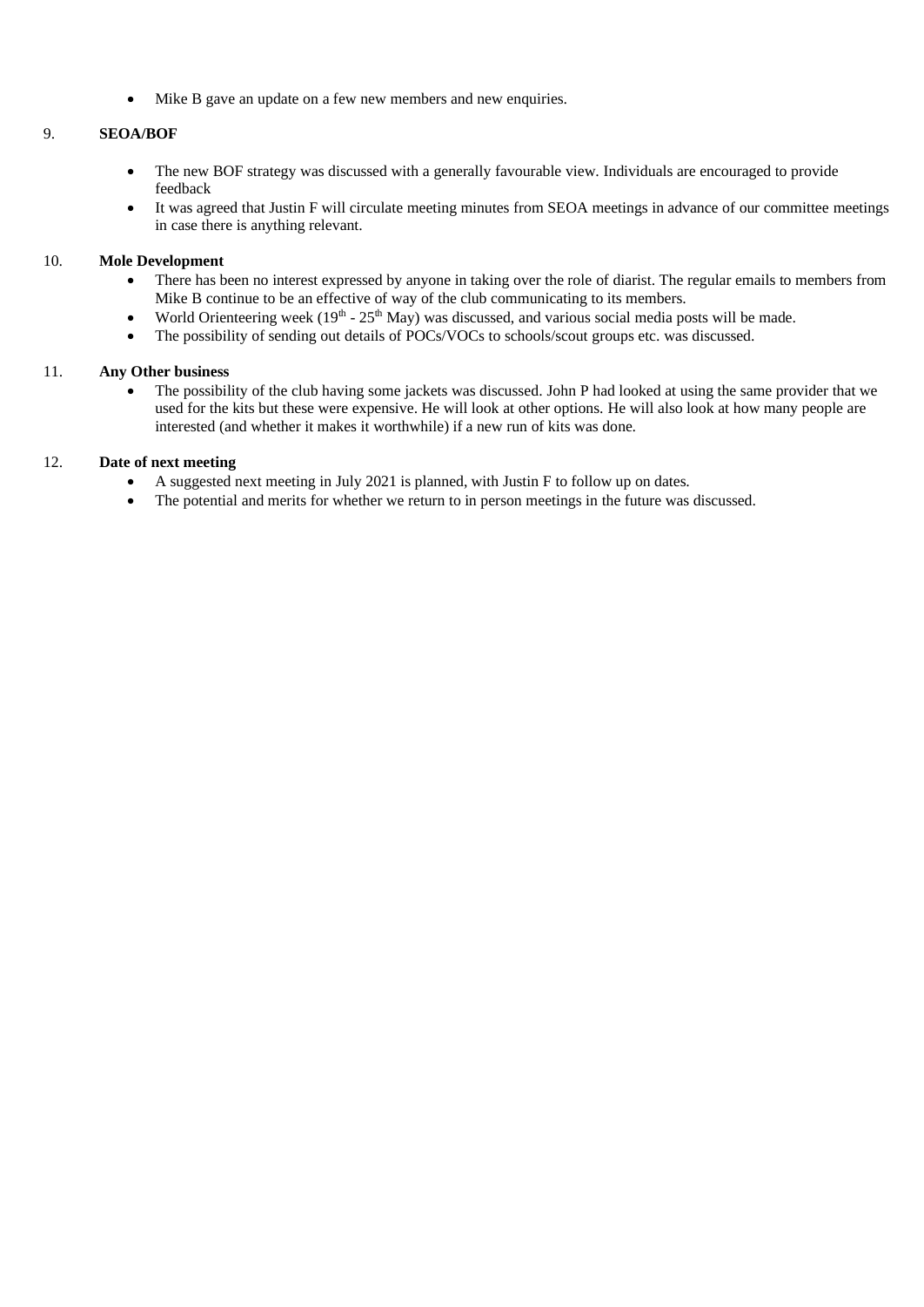- Mike B gave an update on a few new members and new enquiries.

9. **SEOA/BOF**

- The new BOF strategy was discussed with a generally favourable view. Individuals are encouraged to provide feedback
- It was agreed that Justin F will circulate meeting minutes from SEOA meetings in advance of our committee meetings in case there is anything relevant.

10. **Mole Development**

- There has been no interest expressed by anyone in taking over the role of diarist. The regular emails to members from Mike B continue to be an effective of way of the club communicating to its members.
- World Orienteering week (19th - 25th May) was discussed, and various social media posts will be made.
- The possibility of sending out details of POCs/VOCs to schools/scout groups etc. was discussed.

11. **Any Other business**

- The possibility of the club having some jackets was discussed. John P had looked at using the same provider that we used for the kits but these were expensive. He will look at other options. He will also look at how many people are interested (and whether it makes it worthwhile) if a new run of kits was done.

12. **Date of next meeting**

- A suggested next meeting in July 2021 is planned, with Justin F to follow up on dates.
- The potential and merits for whether we return to in person meetings in the future was discussed.